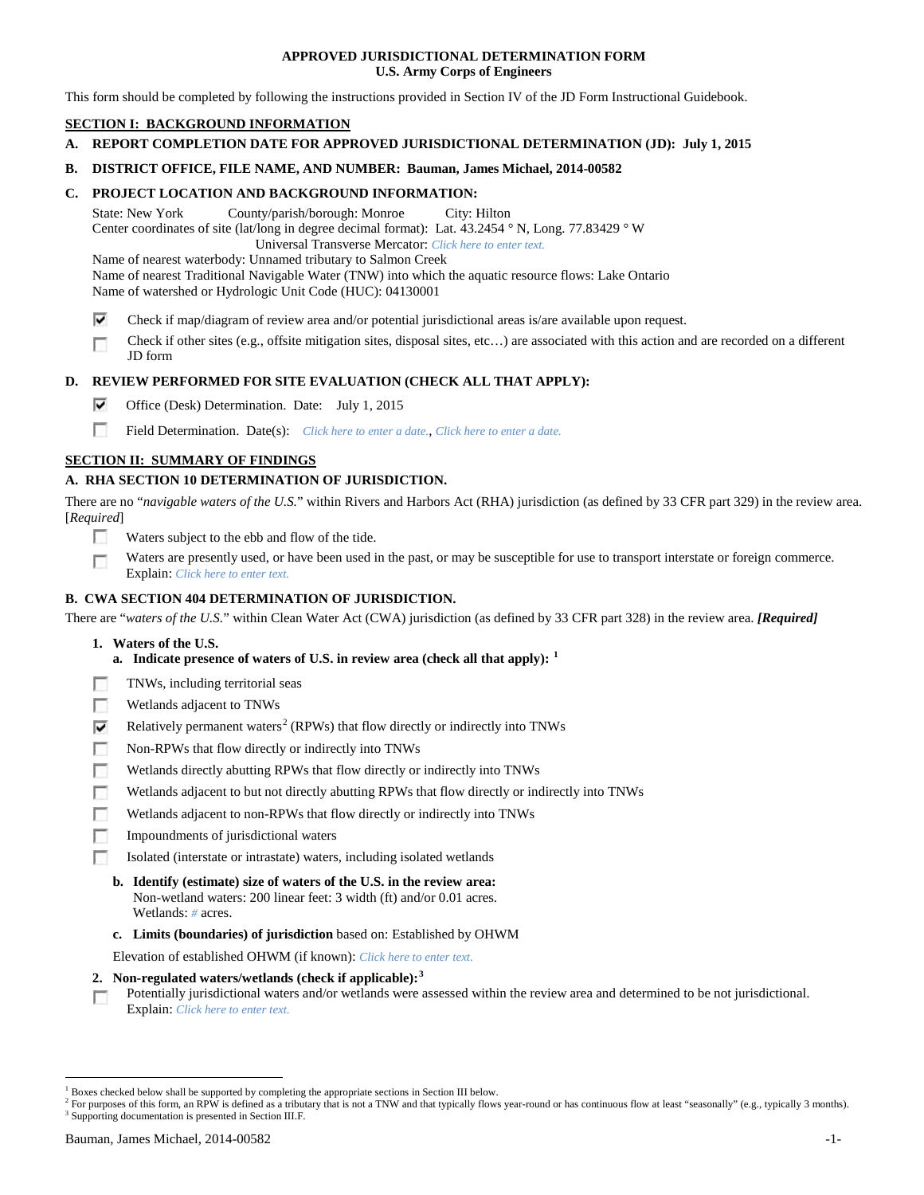**APPROVED JURISDICTIONAL DETERMINATION FORM**
**U.S. Army Corps of Engineers**

This form should be completed by following the instructions provided in Section IV of the JD Form Instructional Guidebook.

## SECTION I: BACKGROUND INFORMATION

**A. REPORT COMPLETION DATE FOR APPROVED JURISDICTIONAL DETERMINATION (JD): July 1, 2015**

**B. DISTRICT OFFICE, FILE NAME, AND NUMBER: Bauman, James Michael, 2014-00582**

**C. PROJECT LOCATION AND BACKGROUND INFORMATION:**

State: New York County/parish/borough: Monroe City: Hilton
Center coordinates of site (lat/long in degree decimal format): Lat. 43.2454 ° N, Long. 77.83429 ° W
Universal Transverse Mercator: *Click here to enter text.*
Name of nearest waterbody: Unnamed tributary to Salmon Creek
Name of nearest Traditional Navigable Water (TNW) into which the aquatic resource flows: Lake Ontario
Name of watershed or Hydrologic Unit Code (HUC): 04130001

☑ Check if map/diagram of review area and/or potential jurisdictional areas is/are available upon request.

☐ Check if other sites (e.g., offsite mitigation sites, disposal sites, etc…) are associated with this action and are recorded on a different JD form

**D. REVIEW PERFORMED FOR SITE EVALUATION (CHECK ALL THAT APPLY):**

☑ Office (Desk) Determination. Date: July 1, 2015

☐ Field Determination. Date(s): *Click here to enter a date.*, *Click here to enter a date.*

## SECTION II: SUMMARY OF FINDINGS

**A. RHA SECTION 10 DETERMINATION OF JURISDICTION.**

There are no "*navigable waters of the U.S.*" within Rivers and Harbors Act (RHA) jurisdiction (as defined by 33 CFR part 329) in the review area. [*Required*]

☐ Waters subject to the ebb and flow of the tide.

☐ Waters are presently used, or have been used in the past, or may be susceptible for use to transport interstate or foreign commerce. Explain: *Click here to enter text.*

**B. CWA SECTION 404 DETERMINATION OF JURISDICTION.**

There are "*waters of the U.S.*" within Clean Water Act (CWA) jurisdiction (as defined by 33 CFR part 328) in the review area. ***[Required]***

**1. Waters of the U.S.**

**a. Indicate presence of waters of U.S. in review area (check all that apply):** [1]

☐ TNWs, including territorial seas

☐ Wetlands adjacent to TNWs

☑ Relatively permanent waters[2] (RPWs) that flow directly or indirectly into TNWs

☐ Non-RPWs that flow directly or indirectly into TNWs

☐ Wetlands directly abutting RPWs that flow directly or indirectly into TNWs

☐ Wetlands adjacent to but not directly abutting RPWs that flow directly or indirectly into TNWs

☐ Wetlands adjacent to non-RPWs that flow directly or indirectly into TNWs

☐ Impoundments of jurisdictional waters

☐ Isolated (interstate or intrastate) waters, including isolated wetlands

**b. Identify (estimate) size of waters of the U.S. in the review area:**
Non-wetland waters: 200 linear feet: 3 width (ft) and/or 0.01 acres.
Wetlands: *#* acres.

**c. Limits (boundaries) of jurisdiction** based on: Established by OHWM

Elevation of established OHWM (if known): *Click here to enter text.*

**2. Non-regulated waters/wetlands (check if applicable):**[3]

☐ Potentially jurisdictional waters and/or wetlands were assessed within the review area and determined to be not jurisdictional. Explain: *Click here to enter text.*

---

[1] Boxes checked below shall be supported by completing the appropriate sections in Section III below.
[2] For purposes of this form, an RPW is defined as a tributary that is not a TNW and that typically flows year-round or has continuous flow at least "seasonally" (e.g., typically 3 months).
[3] Supporting documentation is presented in Section III.F.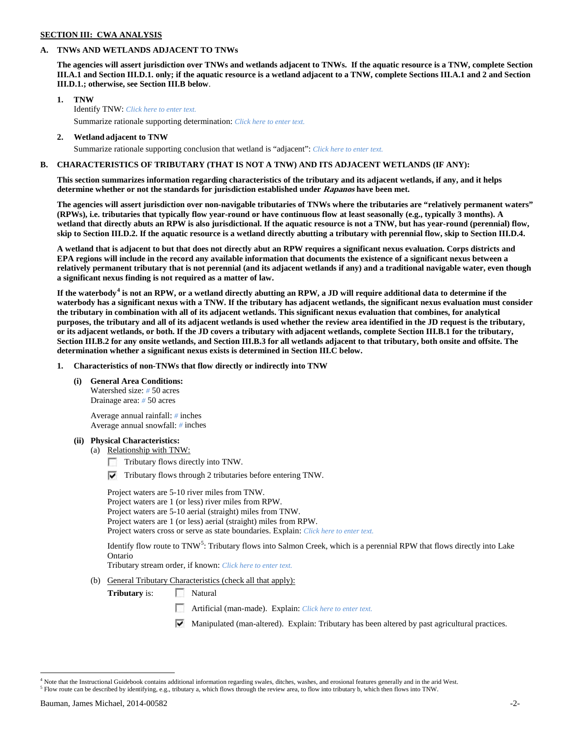**SECTION III: CWA ANALYSIS**

**A. TNWs AND WETLANDS ADJACENT TO TNWs**

**The agencies will assert jurisdiction over TNWs and wetlands adjacent to TNWs. If the aquatic resource is a TNW, complete Section III.A.1 and Section III.D.1. only; if the aquatic resource is a wetland adjacent to a TNW, complete Sections III.A.1 and 2 and Section III.D.1.; otherwise, see Section III.B below**.

**1. TNW**

Identify TNW: *Click here to enter text.*

Summarize rationale supporting determination: *Click here to enter text.*

**2. Wetland adjacent to TNW**

Summarize rationale supporting conclusion that wetland is "adjacent": *Click here to enter text.*

**B. CHARACTERISTICS OF TRIBUTARY (THAT IS NOT A TNW) AND ITS ADJACENT WETLANDS (IF ANY):**

**This section summarizes information regarding characteristics of the tributary and its adjacent wetlands, if any, and it helps determine whether or not the standards for jurisdiction established under *Rapanos* have been met.**

**The agencies will assert jurisdiction over non-navigable tributaries of TNWs where the tributaries are "relatively permanent waters" (RPWs), i.e. tributaries that typically flow year-round or have continuous flow at least seasonally (e.g., typically 3 months). A wetland that directly abuts an RPW is also jurisdictional. If the aquatic resource is not a TNW, but has year-round (perennial) flow, skip to Section III.D.2. If the aquatic resource is a wetland directly abutting a tributary with perennial flow, skip to Section III.D.4.**

**A wetland that is adjacent to but that does not directly abut an RPW requires a significant nexus evaluation. Corps districts and EPA regions will include in the record any available information that documents the existence of a significant nexus between a relatively permanent tributary that is not perennial (and its adjacent wetlands if any) and a traditional navigable water, even though a significant nexus finding is not required as a matter of law.**

**If the waterbody[4] is not an RPW, or a wetland directly abutting an RPW, a JD will require additional data to determine if the waterbody has a significant nexus with a TNW. If the tributary has adjacent wetlands, the significant nexus evaluation must consider the tributary in combination with all of its adjacent wetlands. This significant nexus evaluation that combines, for analytical purposes, the tributary and all of its adjacent wetlands is used whether the review area identified in the JD request is the tributary, or its adjacent wetlands, or both. If the JD covers a tributary with adjacent wetlands, complete Section III.B.1 for the tributary, Section III.B.2 for any onsite wetlands, and Section III.B.3 for all wetlands adjacent to that tributary, both onsite and offsite. The determination whether a significant nexus exists is determined in Section III.C below.**

**1. Characteristics of non-TNWs that flow directly or indirectly into TNW**

**(i) General Area Conditions:**

Watershed size: # 50 acres
Drainage area: # 50 acres

Average annual rainfall: # inches
Average annual snowfall: # inches

**(ii) Physical Characteristics:**

(a) Relationship with TNW:

☐ Tributary flows directly into TNW.

☑ Tributary flows through 2 tributaries before entering TNW.

Project waters are 5-10 river miles from TNW.
Project waters are 1 (or less) river miles from RPW.
Project waters are 5-10 aerial (straight) miles from TNW.
Project waters are 1 (or less) aerial (straight) miles from RPW.
Project waters cross or serve as state boundaries. Explain: *Click here to enter text.*

Identify flow route to TNW[5]: Tributary flows into Salmon Creek, which is a perennial RPW that flows directly into Lake Ontario

Tributary stream order, if known: *Click here to enter text.*

(b) General Tributary Characteristics (check all that apply):

**Tributary** is:

☐ Natural

☐ Artificial (man-made). Explain: *Click here to enter text.*

☑ Manipulated (man-altered). Explain: Tributary has been altered by past agricultural practices.

---

[4] Note that the Instructional Guidebook contains additional information regarding swales, ditches, washes, and erosional features generally and in the arid West.

[5] Flow route can be described by identifying, e.g., tributary a, which flows through the review area, to flow into tributary b, which then flows into TNW.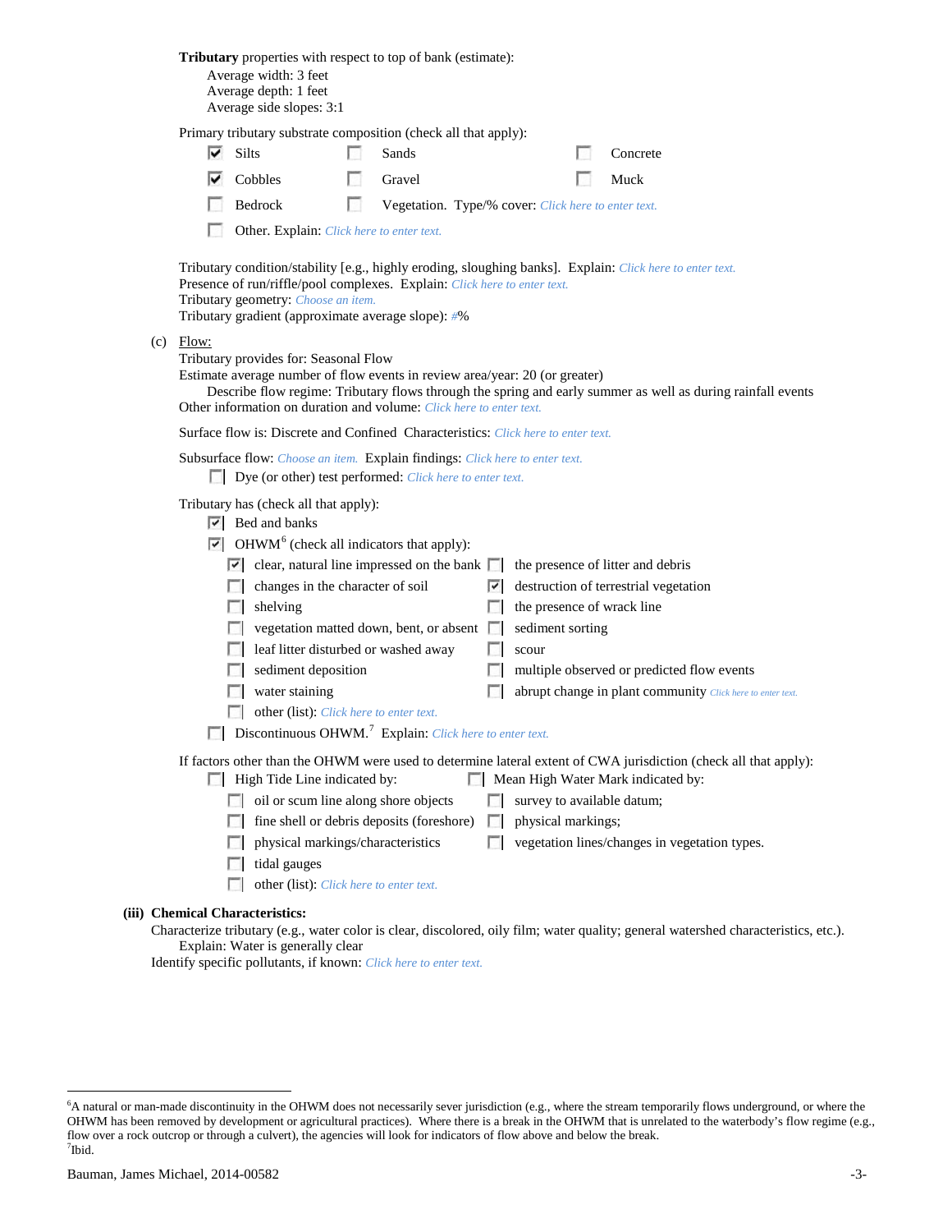**Tributary** properties with respect to top of bank (estimate):

Average width: 3 feet
Average depth: 1 feet
Average side slopes: 3:1

Primary tributary substrate composition (check all that apply):

- [x] Silts
- [ ] Sands
- [ ] Concrete
- [x] Cobbles
- [ ] Gravel
- [ ] Muck
- [ ] Bedrock
- [ ] Vegetation. Type/% cover: Click here to enter text.
- [ ] Other. Explain: Click here to enter text.

Tributary condition/stability [e.g., highly eroding, sloughing banks]. Explain: Click here to enter text.
Presence of run/riffle/pool complexes. Explain: Click here to enter text.
Tributary geometry: Choose an item.
Tributary gradient (approximate average slope): #%

(c) Flow:

Tributary provides for: Seasonal Flow
Estimate average number of flow events in review area/year: 20 (or greater)
Describe flow regime: Tributary flows through the spring and early summer as well as during rainfall events
Other information on duration and volume: Click here to enter text.

Surface flow is: Discrete and Confined Characteristics: Click here to enter text.

Subsurface flow: Choose an item. Explain findings: Click here to enter text.

- [ ] Dye (or other) test performed: Click here to enter text.

Tributary has (check all that apply):

- [x] Bed and banks
- [x] OHWM[6] (check all indicators that apply):
  - [x] clear, natural line impressed on the bank
  - [ ] the presence of litter and debris
  - [ ] changes in the character of soil
  - [x] destruction of terrestrial vegetation
  - [ ] shelving
  - [ ] the presence of wrack line
  - [ ] vegetation matted down, bent, or absent
  - [ ] sediment sorting
  - [ ] leaf litter disturbed or washed away
  - [ ] scour
  - [ ] sediment deposition
  - [ ] multiple observed or predicted flow events
  - [ ] water staining
  - [ ] abrupt change in plant community Click here to enter text.
  - [ ] other (list): Click here to enter text.
- [ ] Discontinuous OHWM.[7] Explain: Click here to enter text.

If factors other than the OHWM were used to determine lateral extent of CWA jurisdiction (check all that apply):

- [ ] High Tide Line indicated by:
  - [ ] oil or scum line along shore objects
  - [ ] fine shell or debris deposits (foreshore)
  - [ ] physical markings/characteristics
  - [ ] tidal gauges
  - [ ] other (list): Click here to enter text.
- [ ] Mean High Water Mark indicated by:
  - [ ] survey to available datum;
  - [ ] physical markings;
  - [ ] vegetation lines/changes in vegetation types.

**(iii) Chemical Characteristics:**

Characterize tributary (e.g., water color is clear, discolored, oily film; water quality; general watershed characteristics, etc.).
Explain: Water is generally clear
Identify specific pollutants, if known: Click here to enter text.

---

[6]A natural or man-made discontinuity in the OHWM does not necessarily sever jurisdiction (e.g., where the stream temporarily flows underground, or where the OHWM has been removed by development or agricultural practices). Where there is a break in the OHWM that is unrelated to the waterbody's flow regime (e.g., flow over a rock outcrop or through a culvert), the agencies will look for indicators of flow above and below the break.
[7]Ibid.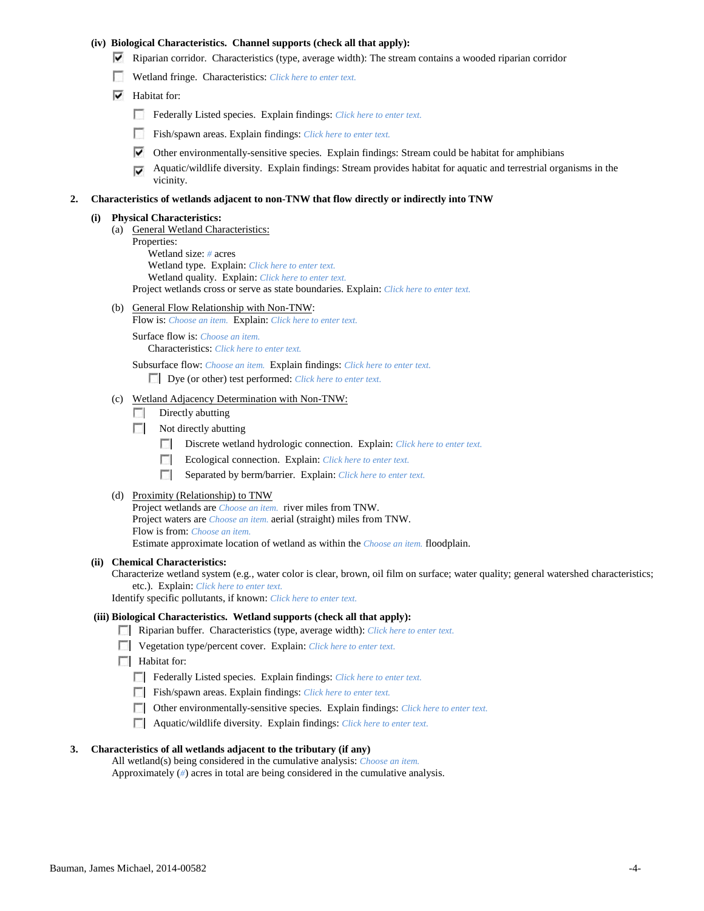**(iv) Biological Characteristics. Channel supports (check all that apply):**

- ☑ Riparian corridor. Characteristics (type, average width): The stream contains a wooded riparian corridor
- ☐ Wetland fringe. Characteristics: *Click here to enter text.*
- ☑ Habitat for:
  - ☐ Federally Listed species. Explain findings: *Click here to enter text.*
  - ☐ Fish/spawn areas. Explain findings: *Click here to enter text.*
  - ☑ Other environmentally-sensitive species. Explain findings: Stream could be habitat for amphibians
  - ☑ Aquatic/wildlife diversity. Explain findings: Stream provides habitat for aquatic and terrestrial organisms in the vicinity.

**2. Characteristics of wetlands adjacent to non-TNW that flow directly or indirectly into TNW**

**(i) Physical Characteristics:**

(a) General Wetland Characteristics:

Properties:

Wetland size: *#* acres

Wetland type. Explain: *Click here to enter text.*

Wetland quality. Explain: *Click here to enter text.*

Project wetlands cross or serve as state boundaries. Explain: *Click here to enter text.*

(b) General Flow Relationship with Non-TNW:

Flow is: *Choose an item.* Explain: *Click here to enter text.*

Surface flow is: *Choose an item.*

Characteristics: *Click here to enter text.*

Subsurface flow: *Choose an item.* Explain findings: *Click here to enter text.*

- ☐ Dye (or other) test performed: *Click here to enter text.*

(c) Wetland Adjacency Determination with Non-TNW:

- ☐ Directly abutting
- ☐ Not directly abutting
  - ☐ Discrete wetland hydrologic connection. Explain: *Click here to enter text.*
  - ☐ Ecological connection. Explain: *Click here to enter text.*
  - ☐ Separated by berm/barrier. Explain: *Click here to enter text.*

(d) Proximity (Relationship) to TNW

Project wetlands are *Choose an item.* river miles from TNW.

Project waters are *Choose an item.* aerial (straight) miles from TNW.

Flow is from: *Choose an item.*

Estimate approximate location of wetland as within the *Choose an item.* floodplain.

**(ii) Chemical Characteristics:**

Characterize wetland system (e.g., water color is clear, brown, oil film on surface; water quality; general watershed characteristics; etc.). Explain: *Click here to enter text.*

Identify specific pollutants, if known: *Click here to enter text.*

**(iii) Biological Characteristics. Wetland supports (check all that apply):**

- ☐ Riparian buffer. Characteristics (type, average width): *Click here to enter text.*
- ☐ Vegetation type/percent cover. Explain: *Click here to enter text.*
- ☐ Habitat for:
  - ☐ Federally Listed species. Explain findings: *Click here to enter text.*
  - ☐ Fish/spawn areas. Explain findings: *Click here to enter text.*
  - ☐ Other environmentally-sensitive species. Explain findings: *Click here to enter text.*
  - ☐ Aquatic/wildlife diversity. Explain findings: *Click here to enter text.*

**3. Characteristics of all wetlands adjacent to the tributary (if any)**

All wetland(s) being considered in the cumulative analysis: *Choose an item.*

Approximately (*#*) acres in total are being considered in the cumulative analysis.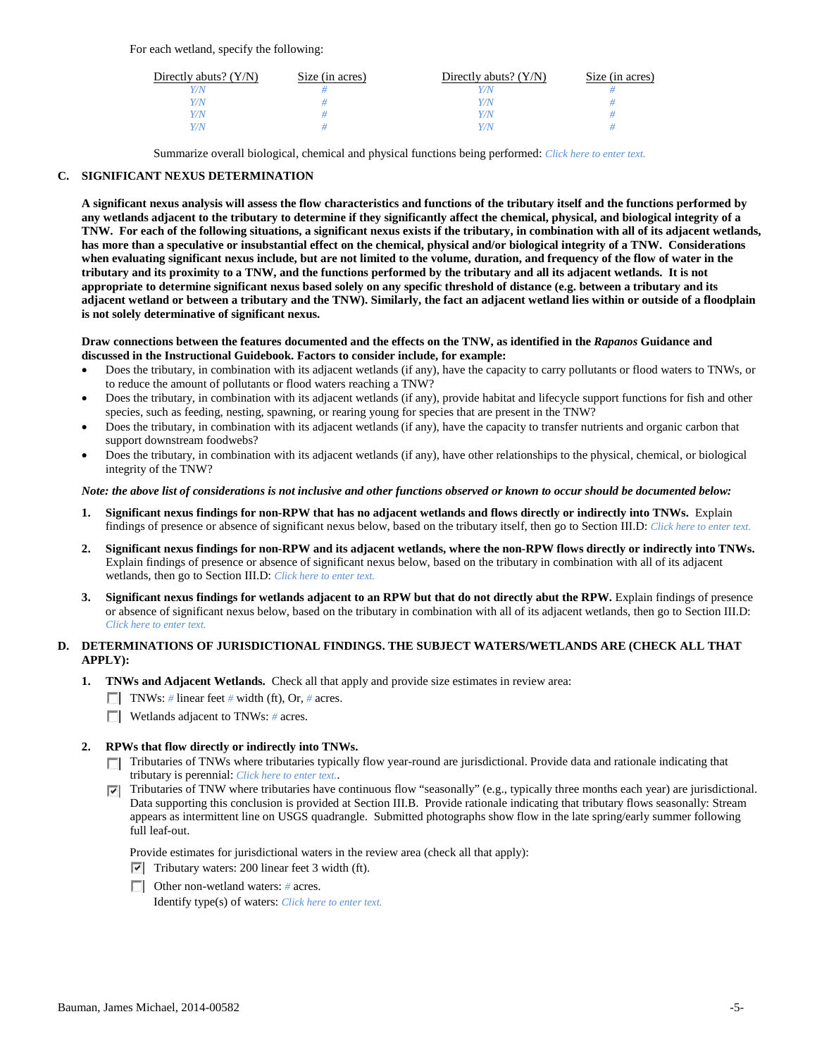For each wetland, specify the following:

| Directly abuts? (Y/N) | Size (in acres) | Directly abuts? (Y/N) | Size (in acres) |
|---|---|---|---|
| Y/N | # | Y/N | # |
| Y/N | # | Y/N | # |
| Y/N | # | Y/N | # |
| Y/N | # | Y/N | # |

Summarize overall biological, chemical and physical functions being performed: *Click here to enter text.*

## C. SIGNIFICANT NEXUS DETERMINATION

**A significant nexus analysis will assess the flow characteristics and functions of the tributary itself and the functions performed by any wetlands adjacent to the tributary to determine if they significantly affect the chemical, physical, and biological integrity of a TNW. For each of the following situations, a significant nexus exists if the tributary, in combination with all of its adjacent wetlands, has more than a speculative or insubstantial effect on the chemical, physical and/or biological integrity of a TNW. Considerations when evaluating significant nexus include, but are not limited to the volume, duration, and frequency of the flow of water in the tributary and its proximity to a TNW, and the functions performed by the tributary and all its adjacent wetlands. It is not appropriate to determine significant nexus based solely on any specific threshold of distance (e.g. between a tributary and its adjacent wetland or between a tributary and the TNW). Similarly, the fact an adjacent wetland lies within or outside of a floodplain is not solely determinative of significant nexus.**

**Draw connections between the features documented and the effects on the TNW, as identified in the *Rapanos* Guidance and discussed in the Instructional Guidebook. Factors to consider include, for example:**

- Does the tributary, in combination with its adjacent wetlands (if any), have the capacity to carry pollutants or flood waters to TNWs, or to reduce the amount of pollutants or flood waters reaching a TNW?
- Does the tributary, in combination with its adjacent wetlands (if any), provide habitat and lifecycle support functions for fish and other species, such as feeding, nesting, spawning, or rearing young for species that are present in the TNW?
- Does the tributary, in combination with its adjacent wetlands (if any), have the capacity to transfer nutrients and organic carbon that support downstream foodwebs?
- Does the tributary, in combination with its adjacent wetlands (if any), have other relationships to the physical, chemical, or biological integrity of the TNW?

***Note: the above list of considerations is not inclusive and other functions observed or known to occur should be documented below:***

1. **Significant nexus findings for non-RPW that has no adjacent wetlands and flows directly or indirectly into TNWs.** Explain findings of presence or absence of significant nexus below, based on the tributary itself, then go to Section III.D: *Click here to enter text.*

2. **Significant nexus findings for non-RPW and its adjacent wetlands, where the non-RPW flows directly or indirectly into TNWs.** Explain findings of presence or absence of significant nexus below, based on the tributary in combination with all of its adjacent wetlands, then go to Section III.D: *Click here to enter text.*

3. **Significant nexus findings for wetlands adjacent to an RPW but that do not directly abut the RPW.** Explain findings of presence or absence of significant nexus below, based on the tributary in combination with all of its adjacent wetlands, then go to Section III.D: *Click here to enter text.*

## D. DETERMINATIONS OF JURISDICTIONAL FINDINGS. THE SUBJECT WATERS/WETLANDS ARE (CHECK ALL THAT APPLY):

1. **TNWs and Adjacent Wetlands.** Check all that apply and provide size estimates in review area:
   - ☐ TNWs: # linear feet # width (ft), Or, # acres.
   - ☐ Wetlands adjacent to TNWs: # acres.

2. **RPWs that flow directly or indirectly into TNWs.**
   - ☐ Tributaries of TNWs where tributaries typically flow year-round are jurisdictional. Provide data and rationale indicating that tributary is perennial: *Click here to enter text.*.
   - ☑ Tributaries of TNW where tributaries have continuous flow "seasonally" (e.g., typically three months each year) are jurisdictional. Data supporting this conclusion is provided at Section III.B. Provide rationale indicating that tributary flows seasonally: Stream appears as intermittent line on USGS quadrangle. Submitted photographs show flow in the late spring/early summer following full leaf-out.

   Provide estimates for jurisdictional waters in the review area (check all that apply):
   - ☑ Tributary waters: 200 linear feet 3 width (ft).
   - ☐ Other non-wetland waters: # acres.
     Identify type(s) of waters: *Click here to enter text.*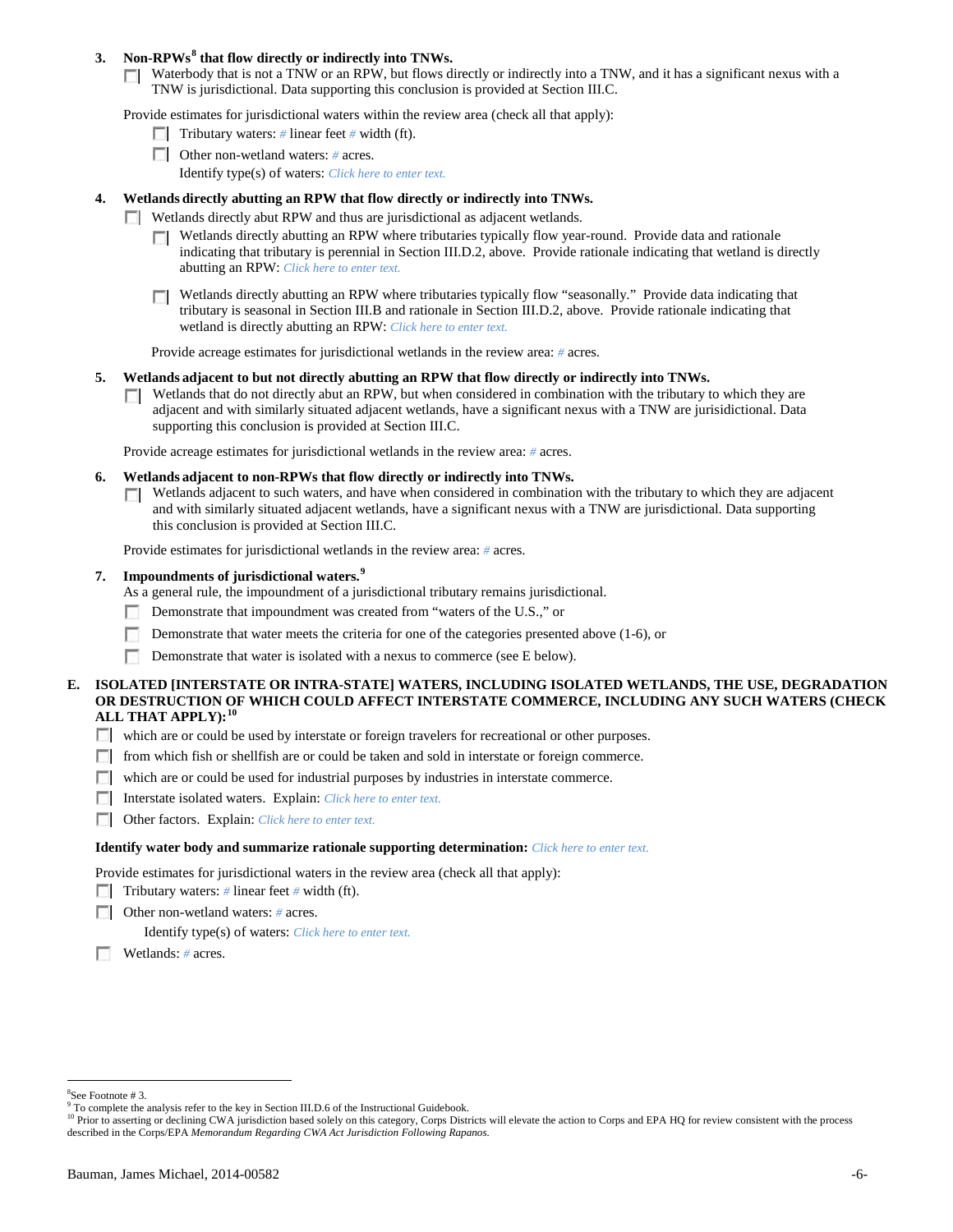**3. Non-RPWs[8] that flow directly or indirectly into TNWs.**

☐ Waterbody that is not a TNW or an RPW, but flows directly or indirectly into a TNW, and it has a significant nexus with a TNW is jurisdictional. Data supporting this conclusion is provided at Section III.C.

Provide estimates for jurisdictional waters within the review area (check all that apply):

- ☐ Tributary waters: # linear feet # width (ft).
- ☐ Other non-wetland waters: # acres.
  Identify type(s) of waters: *Click here to enter text.*

**4. Wetlands directly abutting an RPW that flow directly or indirectly into TNWs.**

☐ Wetlands directly abut RPW and thus are jurisdictional as adjacent wetlands.

- ☐ Wetlands directly abutting an RPW where tributaries typically flow year-round. Provide data and rationale indicating that tributary is perennial in Section III.D.2, above. Provide rationale indicating that wetland is directly abutting an RPW: *Click here to enter text.*
- ☐ Wetlands directly abutting an RPW where tributaries typically flow "seasonally." Provide data indicating that tributary is seasonal in Section III.B and rationale in Section III.D.2, above. Provide rationale indicating that wetland is directly abutting an RPW: *Click here to enter text.*

Provide acreage estimates for jurisdictional wetlands in the review area: # acres.

**5. Wetlands adjacent to but not directly abutting an RPW that flow directly or indirectly into TNWs.**

☐ Wetlands that do not directly abut an RPW, but when considered in combination with the tributary to which they are adjacent and with similarly situated adjacent wetlands, have a significant nexus with a TNW are jurisidictional. Data supporting this conclusion is provided at Section III.C.

Provide acreage estimates for jurisdictional wetlands in the review area: # acres.

**6. Wetlands adjacent to non-RPWs that flow directly or indirectly into TNWs.**

☐ Wetlands adjacent to such waters, and have when considered in combination with the tributary to which they are adjacent and with similarly situated adjacent wetlands, have a significant nexus with a TNW are jurisdictional. Data supporting this conclusion is provided at Section III.C.

Provide estimates for jurisdictional wetlands in the review area: # acres.

**7. Impoundments of jurisdictional waters.[9]**

As a general rule, the impoundment of a jurisdictional tributary remains jurisdictional.

- ☐ Demonstrate that impoundment was created from "waters of the U.S.," or
- ☐ Demonstrate that water meets the criteria for one of the categories presented above (1-6), or
- ☐ Demonstrate that water is isolated with a nexus to commerce (see E below).

**E. ISOLATED [INTERSTATE OR INTRA-STATE] WATERS, INCLUDING ISOLATED WETLANDS, THE USE, DEGRADATION OR DESTRUCTION OF WHICH COULD AFFECT INTERSTATE COMMERCE, INCLUDING ANY SUCH WATERS (CHECK ALL THAT APPLY):[10]**

- ☐ which are or could be used by interstate or foreign travelers for recreational or other purposes.
- ☐ from which fish or shellfish are or could be taken and sold in interstate or foreign commerce.
- ☐ which are or could be used for industrial purposes by industries in interstate commerce.
- ☐ Interstate isolated waters. Explain: *Click here to enter text.*
- ☐ Other factors. Explain: *Click here to enter text.*

**Identify water body and summarize rationale supporting determination:** *Click here to enter text.*

Provide estimates for jurisdictional waters in the review area (check all that apply):

- ☐ Tributary waters: # linear feet # width (ft).
- ☐ Other non-wetland waters: # acres.
  Identify type(s) of waters: *Click here to enter text.*
- ☐ Wetlands: # acres.

---

[8] See Footnote # 3.

[9] To complete the analysis refer to the key in Section III.D.6 of the Instructional Guidebook.

[10] Prior to asserting or declining CWA jurisdiction based solely on this category, Corps Districts will elevate the action to Corps and EPA HQ for review consistent with the process described in the Corps/EPA *Memorandum Regarding CWA Act Jurisdiction Following Rapanos.*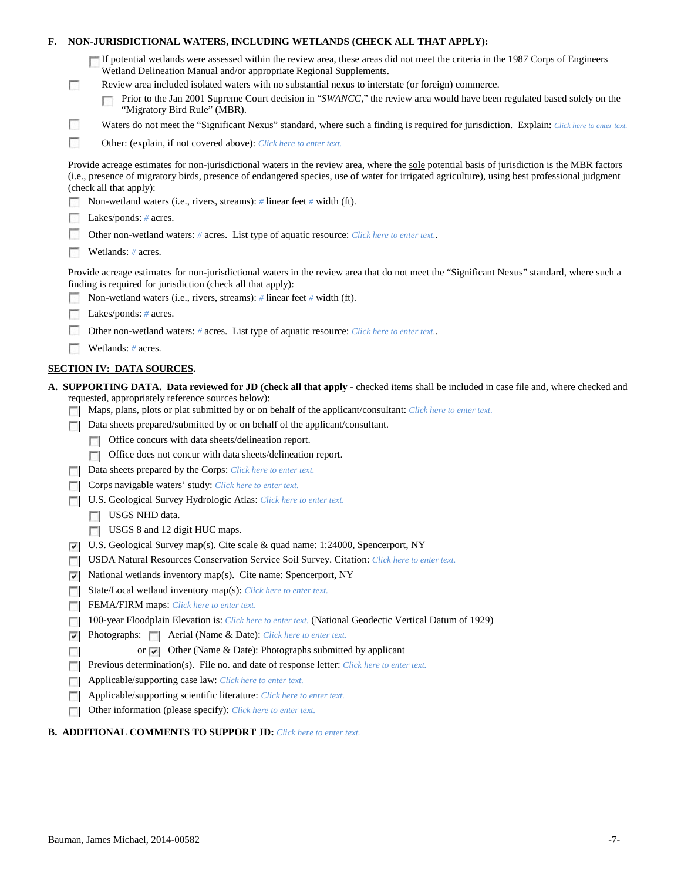**F. NON-JURISDICTIONAL WATERS, INCLUDING WETLANDS (CHECK ALL THAT APPLY):**

- ☐ If potential wetlands were assessed within the review area, these areas did not meet the criteria in the 1987 Corps of Engineers Wetland Delineation Manual and/or appropriate Regional Supplements.
- ☐ Review area included isolated waters with no substantial nexus to interstate (or foreign) commerce.
  - ☐ Prior to the Jan 2001 Supreme Court decision in "*SWANCC*," the review area would have been regulated based solely on the "Migratory Bird Rule" (MBR).
- ☐ Waters do not meet the "Significant Nexus" standard, where such a finding is required for jurisdiction. Explain: *Click here to enter text.*
- ☐ Other: (explain, if not covered above): *Click here to enter text.*

Provide acreage estimates for non-jurisdictional waters in the review area, where the sole potential basis of jurisdiction is the MBR factors (i.e., presence of migratory birds, presence of endangered species, use of water for irrigated agriculture), using best professional judgment (check all that apply):

- ☐ Non-wetland waters (i.e., rivers, streams): *#* linear feet *#* width (ft).
- ☐ Lakes/ponds: *#* acres.
- ☐ Other non-wetland waters: *#* acres. List type of aquatic resource: *Click here to enter text.*.
- ☐ Wetlands: *#* acres.

Provide acreage estimates for non-jurisdictional waters in the review area that do not meet the "Significant Nexus" standard, where such a finding is required for jurisdiction (check all that apply):

- ☐ Non-wetland waters (i.e., rivers, streams): *#* linear feet *#* width (ft).
- ☐ Lakes/ponds: *#* acres.
- ☐ Other non-wetland waters: *#* acres. List type of aquatic resource: *Click here to enter text.*.
- ☐ Wetlands: *#* acres.

## SECTION IV: DATA SOURCES.

**A. SUPPORTING DATA. Data reviewed for JD (check all that apply** - checked items shall be included in case file and, where checked and requested, appropriately reference sources below):

- ☐ Maps, plans, plots or plat submitted by or on behalf of the applicant/consultant: *Click here to enter text.*
- ☐ Data sheets prepared/submitted by or on behalf of the applicant/consultant.
  - ☐ Office concurs with data sheets/delineation report.
  - ☐ Office does not concur with data sheets/delineation report.
- ☐ Data sheets prepared by the Corps: *Click here to enter text.*
- ☐ Corps navigable waters' study: *Click here to enter text.*
- ☐ U.S. Geological Survey Hydrologic Atlas: *Click here to enter text.*
  - ☐ USGS NHD data.
  - ☐ USGS 8 and 12 digit HUC maps.
- ☑ U.S. Geological Survey map(s). Cite scale & quad name: 1:24000, Spencerport, NY
- ☐ USDA Natural Resources Conservation Service Soil Survey. Citation: *Click here to enter text.*
- ☑ National wetlands inventory map(s). Cite name: Spencerport, NY
- ☐ State/Local wetland inventory map(s): *Click here to enter text.*
- ☐ FEMA/FIRM maps: *Click here to enter text.*
- ☐ 100-year Floodplain Elevation is: *Click here to enter text.* (National Geodectic Vertical Datum of 1929)
- ☑ Photographs: ☐ Aerial (Name & Date): *Click here to enter text.*
- ☐ or ☑ Other (Name & Date): Photographs submitted by applicant
- ☐ Previous determination(s). File no. and date of response letter: *Click here to enter text.*
- ☐ Applicable/supporting case law: *Click here to enter text.*
- ☐ Applicable/supporting scientific literature: *Click here to enter text.*
- ☐ Other information (please specify): *Click here to enter text.*

**B. ADDITIONAL COMMENTS TO SUPPORT JD:** *Click here to enter text.*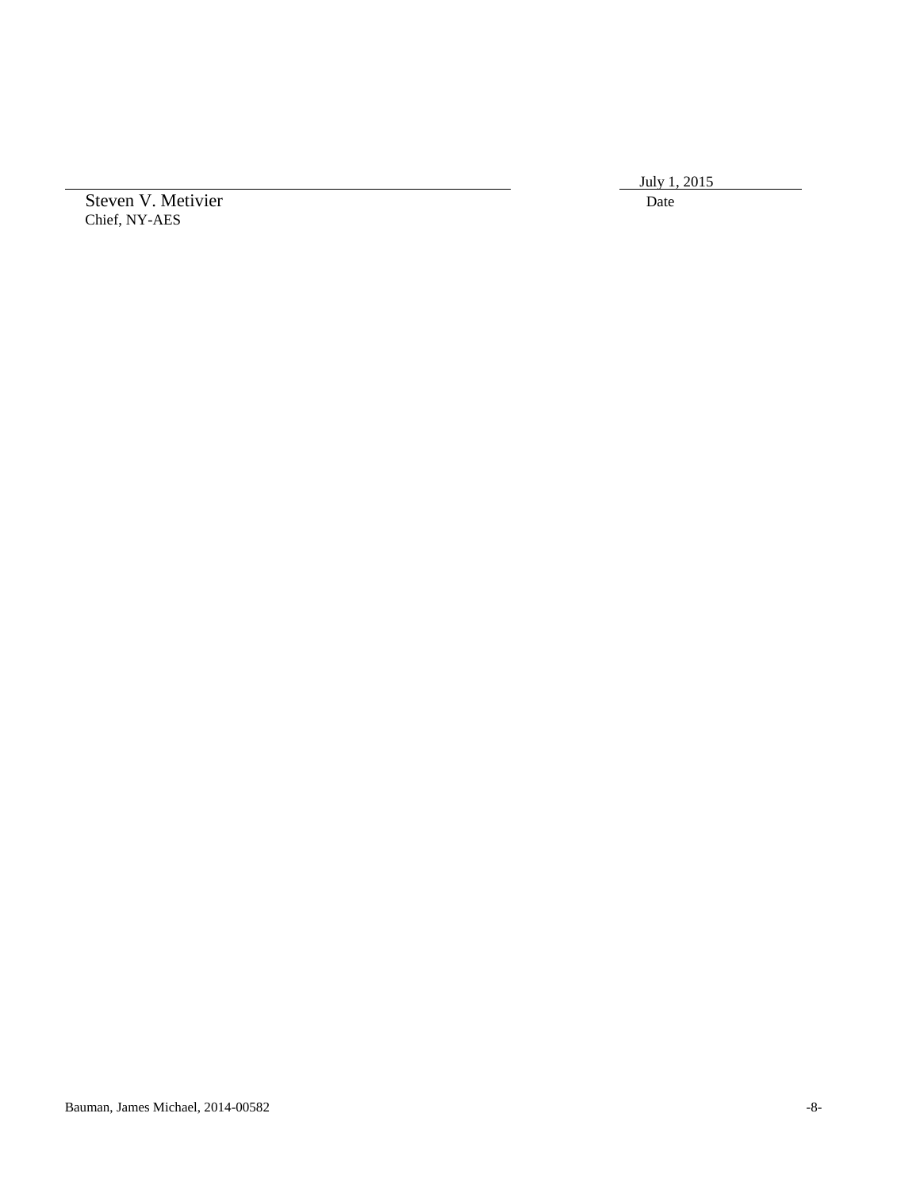Steven V. Metivier
Chief, NY-AES

July 1, 2015
Date